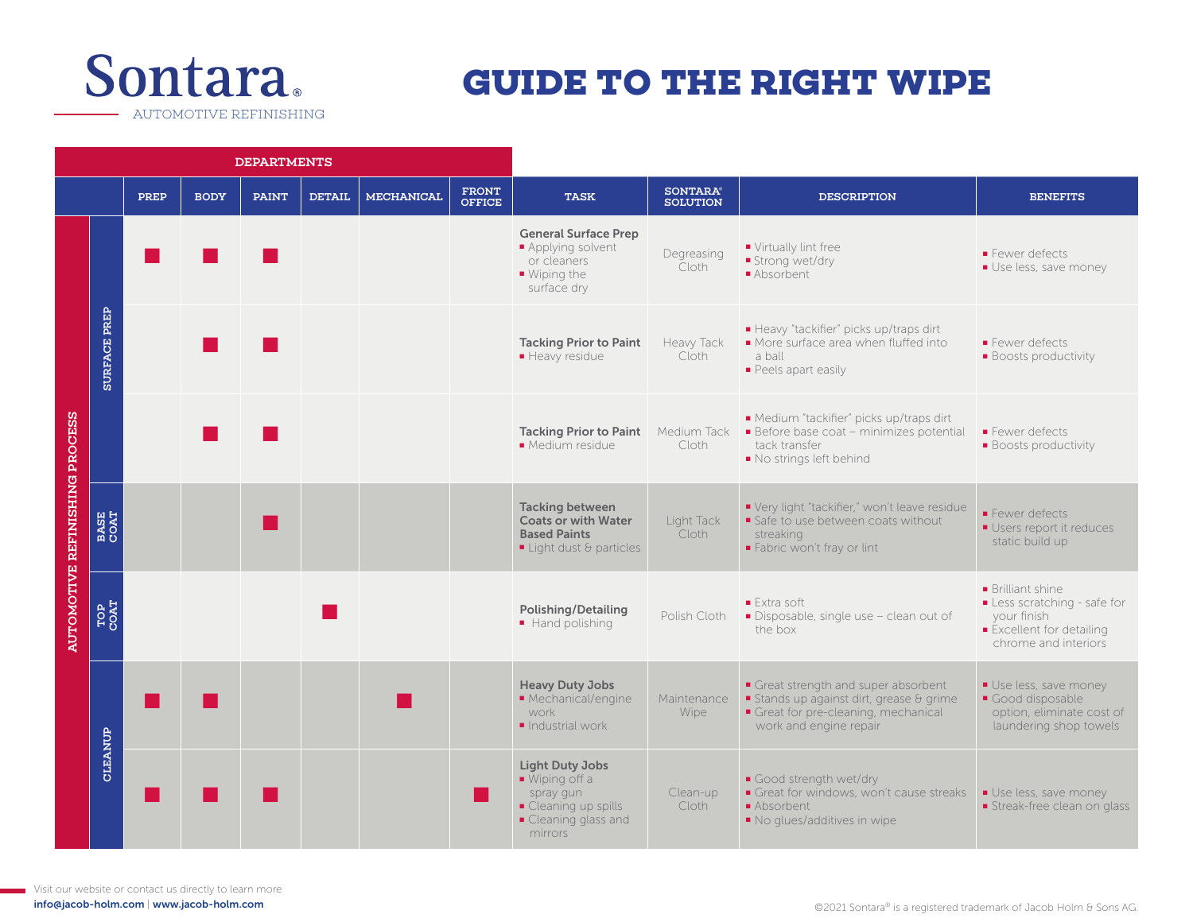# Sontara®

AUTOMOTIVE REFINISHING

# GUIDE TO THE RIGHT WIPE

| AUTOMOTIVE REFINISHING PROCESS | | DEPARTMENTS | | | | | | | | | |
|---|---|---|---|---|---|---|---|---|---|---|---|
| | | PREP | BODY | PAINT | DETAIL | MECHANICAL | FRONT OFFICE | TASK | SONTARA® SOLUTION | DESCRIPTION | BENEFITS |
| SURFACE PREP | | ■ | ■ | ■ | | | | **General Surface Prep**<br>▪ Applying solvent or cleaners<br>▪ Wiping the surface dry | Degreasing Cloth | ▪ Virtually lint free<br>▪ Strong wet/dry<br>▪ Absorbent | ▪ Fewer defects<br>▪ Use less, save money |
| SURFACE PREP | | | ■ | ■ | | | | **Tacking Prior to Paint**<br>▪ Heavy residue | Heavy Tack Cloth | ▪ Heavy "tackifier" picks up/traps dirt<br>▪ More surface area when fluffed into a ball<br>▪ Peels apart easily | ▪ Fewer defects<br>▪ Boosts productivity |
| SURFACE PREP | | | ■ | ■ | | | | **Tacking Prior to Paint**<br>▪ Medium residue | Medium Tack Cloth | ▪ Medium "tackifier" picks up/traps dirt<br>▪ Before base coat – minimizes potential tack transfer<br>▪ No strings left behind | ▪ Fewer defects<br>▪ Boosts productivity |
| BASE COAT | | | | ■ | | | | **Tacking between Coats or with Water Based Paints**<br>▪ Light dust & particles | Light Tack Cloth | ▪ Very light "tackifier," won't leave residue<br>▪ Safe to use between coats without streaking<br>▪ Fabric won't fray or lint | ▪ Fewer defects<br>▪ Users report it reduces static build up |
| TOP COAT | | | | | ■ | | | **Polishing/Detailing**<br>▪ Hand polishing | Polish Cloth | ▪ Extra soft<br>▪ Disposable, single use – clean out of the box | ▪ Brilliant shine<br>▪ Less scratching - safe for your finish<br>▪ Excellent for detailing chrome and interiors |
| CLEANUP | | ■ | ■ | | | ■ | | **Heavy Duty Jobs**<br>▪ Mechanical/engine work<br>▪ Industrial work | Maintenance Wipe | ▪ Great strength and super absorbent<br>▪ Stands up against dirt, grease & grime<br>▪ Great for pre-cleaning, mechanical work and engine repair | ▪ Use less, save money<br>▪ Good disposable option, eliminate cost of laundering shop towels |
| CLEANUP | | ■ | ■ | ■ | | | ■ | **Light Duty Jobs**<br>▪ Wiping off a spray gun<br>▪ Cleaning up spills<br>▪ Cleaning glass and mirrors | Clean-up Cloth | ▪ Good strength wet/dry<br>▪ Great for windows, won't cause streaks<br>▪ Absorbent<br>▪ No glues/additives in wipe | ▪ Use less, save money<br>▪ Streak-free clean on glass |

Visit our website or contact us directly to learn more
**info@jacob-holm.com** | **www.jacob-holm.com**

©2021 Sontara® is a registered trademark of Jacob Holm & Sons AG.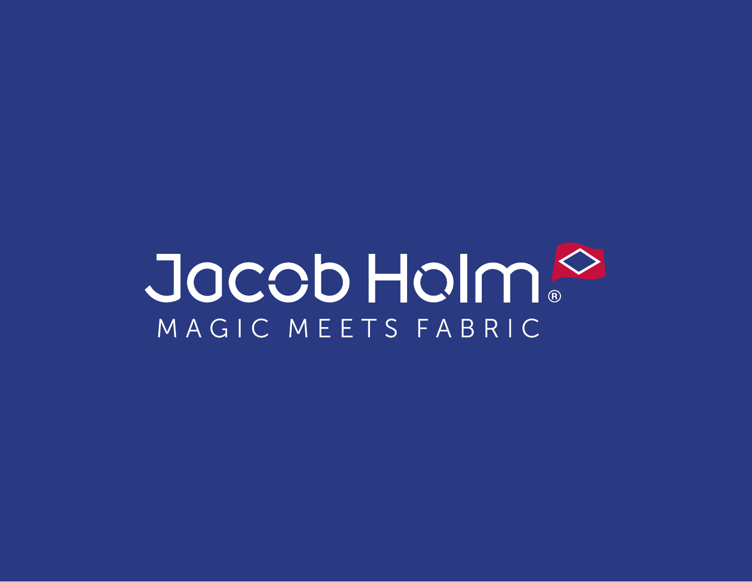Jacob Holm®

MAGIC MEETS FABRIC